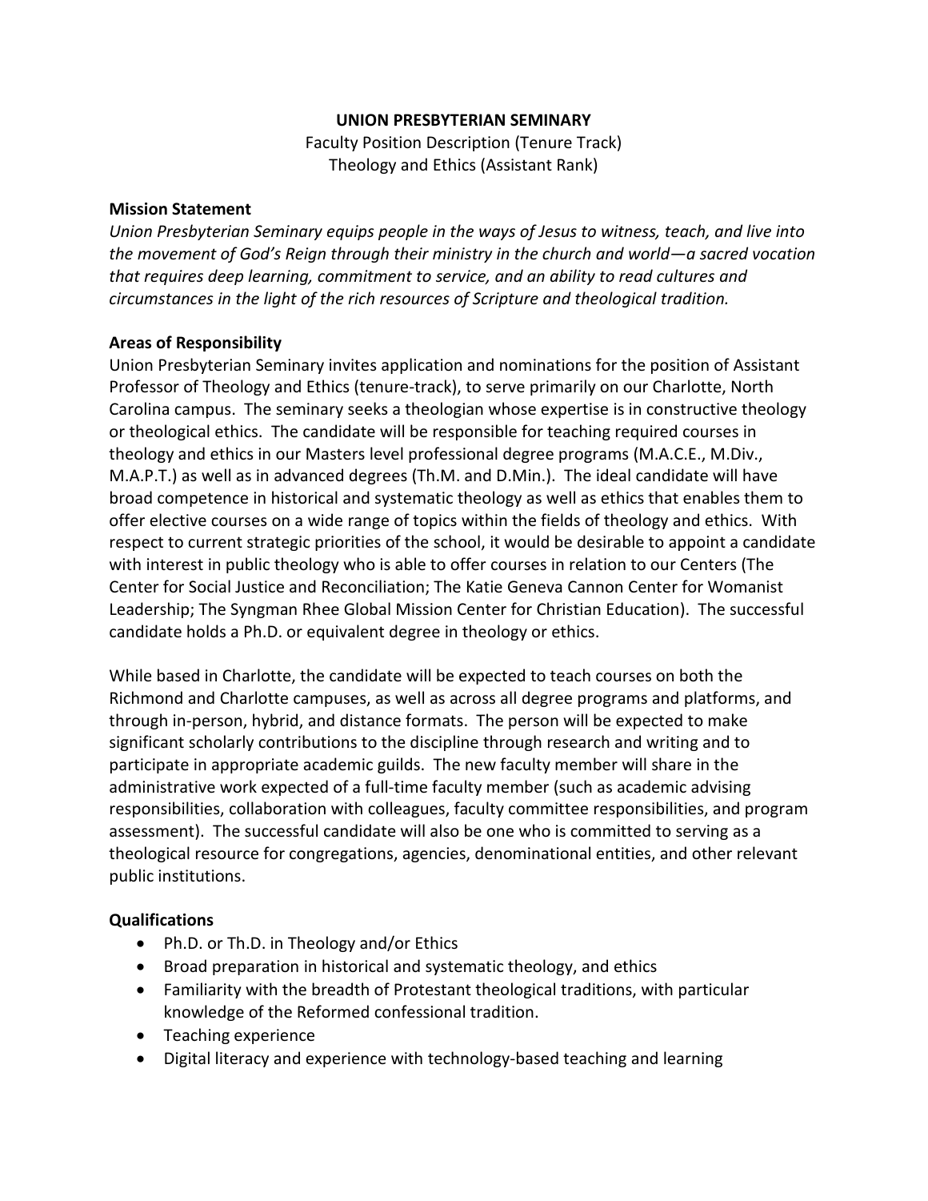**UNION PRESBYTERIAN SEMINARY**

Faculty Position Description (Tenure Track)

Theology and Ethics (Assistant Rank)

**Mission Statement**

*Union Presbyterian Seminary equips people in the ways of Jesus to witness, teach, and live into the movement of God's Reign through their ministry in the church and world—a sacred vocation that requires deep learning, commitment to service, and an ability to read cultures and circumstances in the light of the rich resources of Scripture and theological tradition.*

**Areas of Responsibility**

Union Presbyterian Seminary invites application and nominations for the position of Assistant Professor of Theology and Ethics (tenure-track), to serve primarily on our Charlotte, North Carolina campus. The seminary seeks a theologian whose expertise is in constructive theology or theological ethics. The candidate will be responsible for teaching required courses in theology and ethics in our Masters level professional degree programs (M.A.C.E., M.Div., M.A.P.T.) as well as in advanced degrees (Th.M. and D.Min.). The ideal candidate will have broad competence in historical and systematic theology as well as ethics that enables them to offer elective courses on a wide range of topics within the fields of theology and ethics. With respect to current strategic priorities of the school, it would be desirable to appoint a candidate with interest in public theology who is able to offer courses in relation to our Centers (The Center for Social Justice and Reconciliation; The Katie Geneva Cannon Center for Womanist Leadership; The Syngman Rhee Global Mission Center for Christian Education). The successful candidate holds a Ph.D. or equivalent degree in theology or ethics.

While based in Charlotte, the candidate will be expected to teach courses on both the Richmond and Charlotte campuses, as well as across all degree programs and platforms, and through in-person, hybrid, and distance formats. The person will be expected to make significant scholarly contributions to the discipline through research and writing and to participate in appropriate academic guilds. The new faculty member will share in the administrative work expected of a full-time faculty member (such as academic advising responsibilities, collaboration with colleagues, faculty committee responsibilities, and program assessment). The successful candidate will also be one who is committed to serving as a theological resource for congregations, agencies, denominational entities, and other relevant public institutions.

**Qualifications**

- Ph.D. or Th.D. in Theology and/or Ethics
- Broad preparation in historical and systematic theology, and ethics
- Familiarity with the breadth of Protestant theological traditions, with particular knowledge of the Reformed confessional tradition.
- Teaching experience
- Digital literacy and experience with technology-based teaching and learning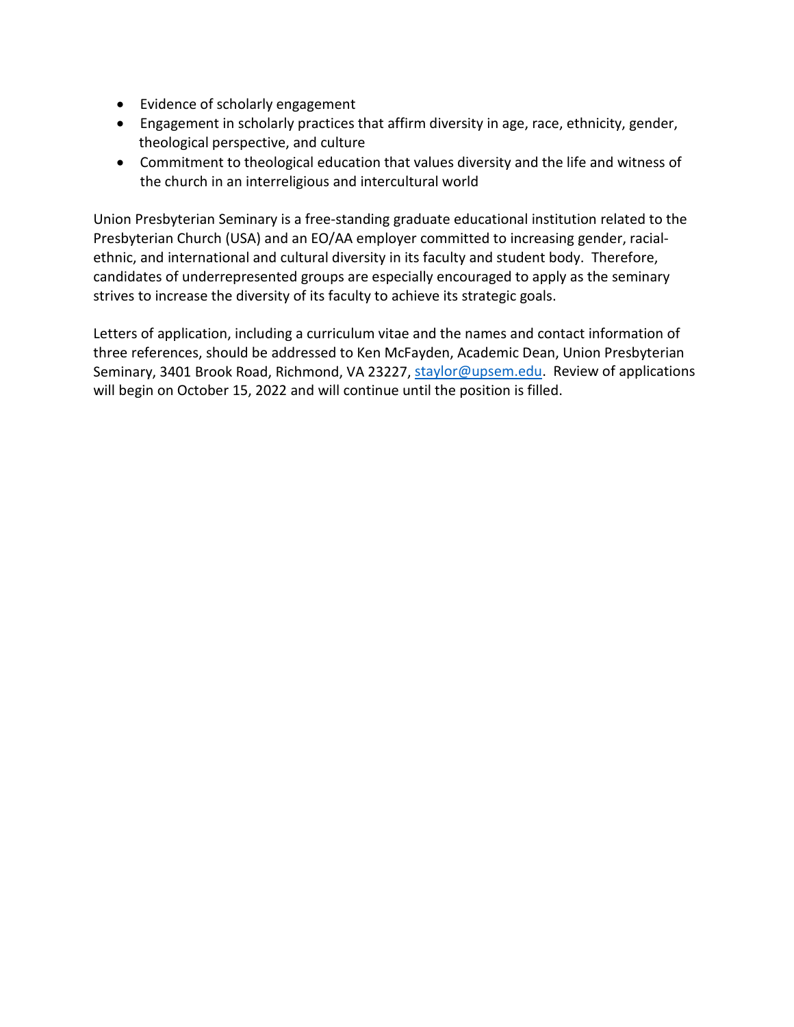- Evidence of scholarly engagement
- Engagement in scholarly practices that affirm diversity in age, race, ethnicity, gender, theological perspective, and culture
- Commitment to theological education that values diversity and the life and witness of the church in an interreligious and intercultural world

Union Presbyterian Seminary is a free-standing graduate educational institution related to the Presbyterian Church (USA) and an EO/AA employer committed to increasing gender, racial-ethnic, and international and cultural diversity in its faculty and student body. Therefore, candidates of underrepresented groups are especially encouraged to apply as the seminary strives to increase the diversity of its faculty to achieve its strategic goals.

Letters of application, including a curriculum vitae and the names and contact information of three references, should be addressed to Ken McFayden, Academic Dean, Union Presbyterian Seminary, 3401 Brook Road, Richmond, VA 23227, staylor@upsem.edu. Review of applications will begin on October 15, 2022 and will continue until the position is filled.